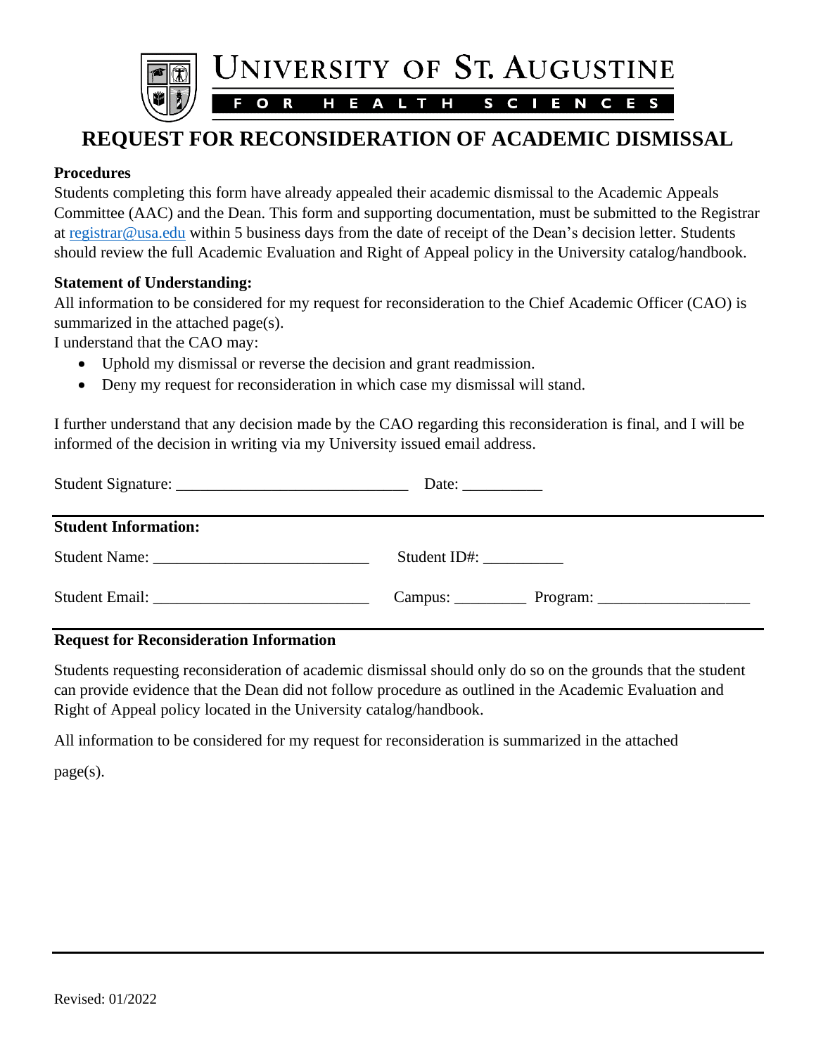# UNIVERSITY OF ST. AUGUSTINE
FOR HEALTH SCIENCES

## REQUEST FOR RECONSIDERATION OF ACADEMIC DISMISSAL

**Procedures**

Students completing this form have already appealed their academic dismissal to the Academic Appeals Committee (AAC) and the Dean. This form and supporting documentation, must be submitted to the Registrar at registrar@usa.edu within 5 business days from the date of receipt of the Dean's decision letter. Students should review the full Academic Evaluation and Right of Appeal policy in the University catalog/handbook.

**Statement of Understanding:**

All information to be considered for my request for reconsideration to the Chief Academic Officer (CAO) is summarized in the attached page(s).

I understand that the CAO may:

- Uphold my dismissal or reverse the decision and grant readmission.
- Deny my request for reconsideration in which case my dismissal will stand.

I further understand that any decision made by the CAO regarding this reconsideration is final, and I will be informed of the decision in writing via my University issued email address.

Student Signature: ______________________________ Date: __________

---

**Student Information:**

Student Name: ___________________________ Student ID#: __________

Student Email: ___________________________ Campus: _________ Program: ___________________

---

**Request for Reconsideration Information**

Students requesting reconsideration of academic dismissal should only do so on the grounds that the student can provide evidence that the Dean did not follow procedure as outlined in the Academic Evaluation and Right of Appeal policy located in the University catalog/handbook.

All information to be considered for my request for reconsideration is summarized in the attached page(s).

---

Revised: 01/2022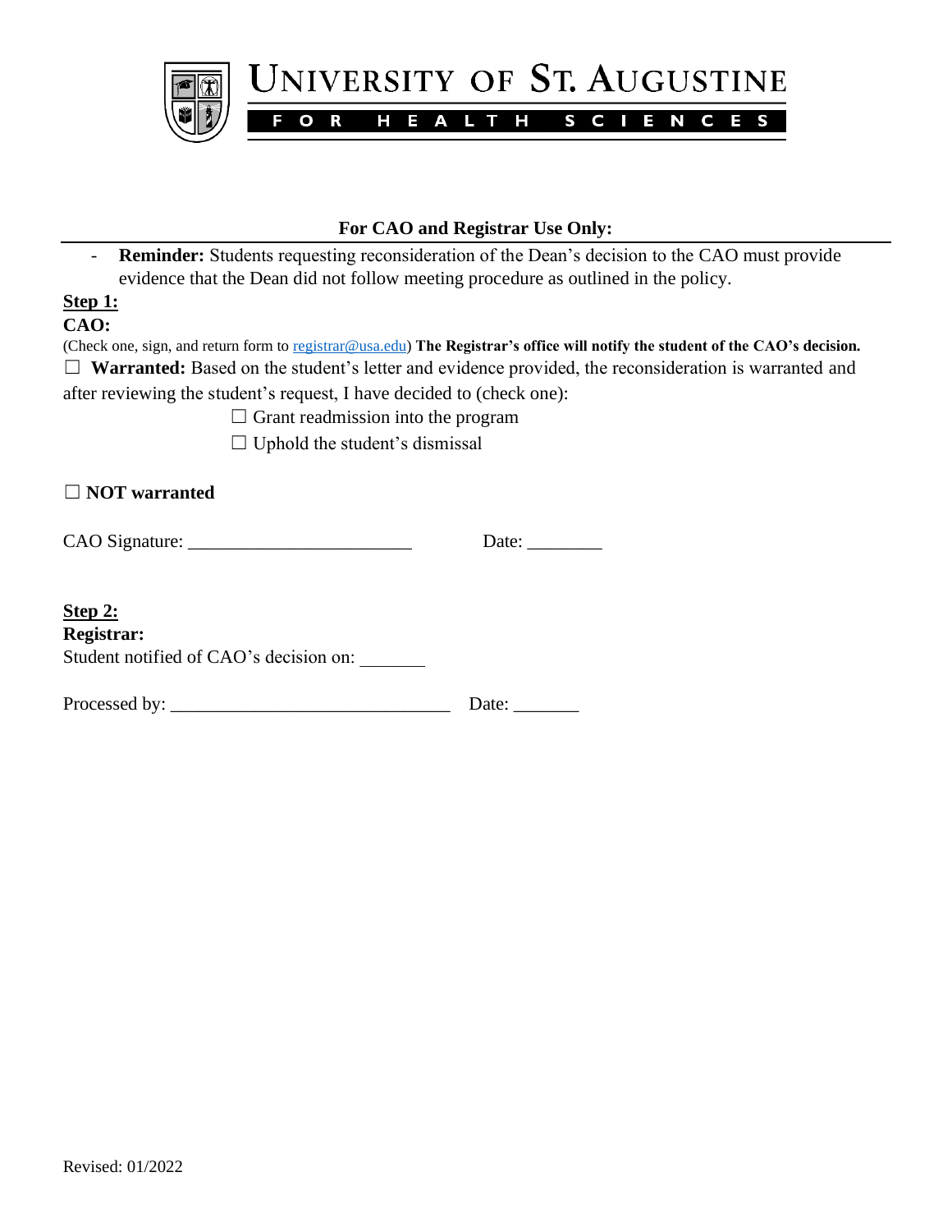UNIVERSITY OF ST. AUGUSTINE

FOR HEALTH SCIENCES

**For CAO and Registrar Use Only:**

---

- **Reminder:** Students requesting reconsideration of the Dean's decision to the CAO must provide evidence that the Dean did not follow meeting procedure as outlined in the policy.

**Step 1:**

**CAO:**

(Check one, sign, and return form to [registrar@usa.edu](mailto:registrar@usa.edu)) **The Registrar's office will notify the student of the CAO's decision.**

☐ **Warranted:** Based on the student's letter and evidence provided, the reconsideration is warranted and after reviewing the student's request, I have decided to (check one):

☐ Grant readmission into the program

☐ Uphold the student's dismissal

☐ **NOT warranted**

CAO Signature: ________________________ Date: ________

**Step 2:**

**Registrar:**

Student notified of CAO's decision on: _______

Processed by: ______________________________ Date: _______

Revised: 01/2022